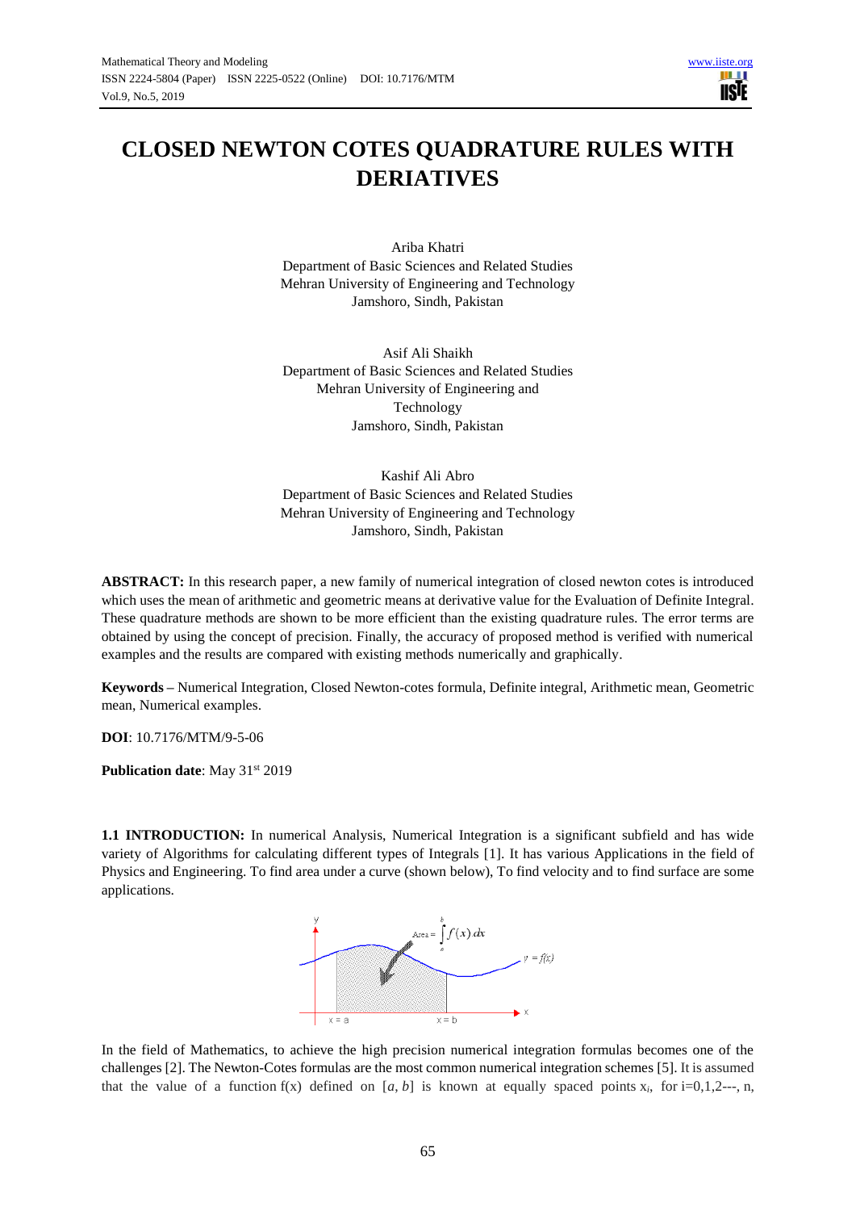# CLOSED NEWTON COTES QUADRATURE RULES WITH DERIATIVES

Ariba Khatri
Department of Basic Sciences and Related Studies
Mehran University of Engineering and Technology
Jamshoro, Sindh, Pakistan

Asif Ali Shaikh
Department of Basic Sciences and Related Studies
Mehran University of Engineering and Technology
Jamshoro, Sindh, Pakistan

Kashif Ali Abro
Department of Basic Sciences and Related Studies
Mehran University of Engineering and Technology
Jamshoro, Sindh, Pakistan

**ABSTRACT:** In this research paper, a new family of numerical integration of closed newton cotes is introduced which uses the mean of arithmetic and geometric means at derivative value for the Evaluation of Definite Integral. These quadrature methods are shown to be more efficient than the existing quadrature rules. The error terms are obtained by using the concept of precision. Finally, the accuracy of proposed method is verified with numerical examples and the results are compared with existing methods numerically and graphically.

**Keywords –** Numerical Integration, Closed Newton-cotes formula, Definite integral, Arithmetic mean, Geometric mean, Numerical examples.

**DOI**: 10.7176/MTM/9-5-06

**Publication date**: May 31st 2019

**1.1 INTRODUCTION:** In numerical Analysis, Numerical Integration is a significant subfield and has wide variety of Algorithms for calculating different types of Integrals [1]. It has various Applications in the field of Physics and Engineering. To find area under a curve (shown below), To find velocity and to find surface are some applications.

In the field of Mathematics, to achieve the high precision numerical integration formulas becomes one of the challenges [2]. The Newton-Cotes formulas are the most common numerical integration schemes [5]. It is assumed that the value of a function $f(x)$ defined on $[a, b]$ is known at equally spaced points $x_i$, for i=0,1,2---, n,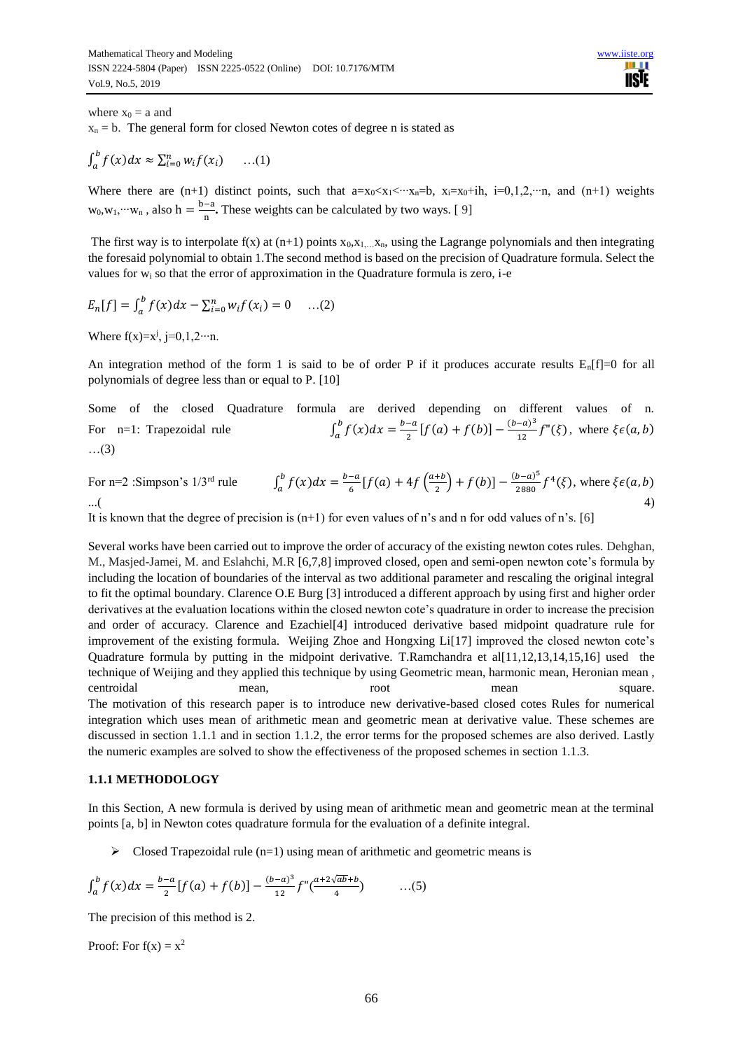where $x_0 = a$ and

$x_n = b$. The general form for closed Newton cotes of degree n is stated as

$$\int_a^b f(x)dx \approx \sum_{i=0}^{n} w_i f(x_i) \qquad \ldots(1)$$

Where there are (n+1) distinct points, such that $a=x_0<x_1<\cdots x_n=b$, $x_i=x_0+ih$, $i=0,1,2,\cdots n$, and (n+1) weights $w_0,w_1,\cdots w_n$ , also $h = \frac{b-a}{n}$**.** These weights can be calculated by two ways. [ 9]

The first way is to interpolate f(x) at (n+1) points $x_0,x_1,\ldots x_n$, using the Lagrange polynomials and then integrating the foresaid polynomial to obtain 1.The second method is based on the precision of Quadrature formula. Select the values for $w_i$ so that the error of approximation in the Quadrature formula is zero, i-e

$$E_n[f] = \int_a^b f(x)dx - \sum_{i=0}^{n} w_i f(x_i) = 0 \qquad \ldots(2)$$

Where $f(x)=x^j$, $j=0,1,2\cdots n$.

An integration method of the form 1 is said to be of order P if it produces accurate results $E_n[f]=0$ for all polynomials of degree less than or equal to P. [10]

Some of the closed Quadrature formula are derived depending on different values of n.

For n=1: Trapezoidal rule $\int_a^b f(x)dx = \frac{b-a}{2}[f(a) + f(b)] - \frac{(b-a)^3}{12} f''(\xi)$, where $\xi \epsilon (a, b)$ …(3)

For n=2 :Simpson's 1/3rd rule $\int_a^b f(x)dx = \frac{b-a}{6}[f(a) + 4f\left(\frac{a+b}{2}\right) + f(b)] - \frac{(b-a)^5}{2880} f^4(\xi)$, where $\xi \epsilon (a, b)$ ...(4)

It is known that the degree of precision is (n+1) for even values of n's and n for odd values of n's. [6]

Several works have been carried out to improve the order of accuracy of the existing newton cotes rules. Dehghan, M., Masjed-Jamei, M. and Eslahchi, M.R [6,7,8] improved closed, open and semi-open newton cote's formula by including the location of boundaries of the interval as two additional parameter and rescaling the original integral to fit the optimal boundary. Clarence O.E Burg [3] introduced a different approach by using first and higher order derivatives at the evaluation locations within the closed newton cote's quadrature in order to increase the precision and order of accuracy. Clarence and Ezachiel[4] introduced derivative based midpoint quadrature rule for improvement of the existing formula. Weijing Zhoe and Hongxing Li[17] improved the closed newton cote's Quadrature formula by putting in the midpoint derivative. T.Ramchandra et al[11,12,13,14,15,16] used the technique of Weijing and they applied this technique by using Geometric mean, harmonic mean, Heronian mean , centroidal mean, root mean square.

The motivation of this research paper is to introduce new derivative-based closed cotes Rules for numerical integration which uses mean of arithmetic mean and geometric mean at derivative value. These schemes are discussed in section 1.1.1 and in section 1.1.2, the error terms for the proposed schemes are also derived. Lastly the numeric examples are solved to show the effectiveness of the proposed schemes in section 1.1.3.

### 1.1.1 METHODOLOGY

In this Section, A new formula is derived by using mean of arithmetic mean and geometric mean at the terminal points [a, b] in Newton cotes quadrature formula for the evaluation of a definite integral.

- Closed Trapezoidal rule (n=1) using mean of arithmetic and geometric means is

$$\int_a^b f(x)dx = \frac{b-a}{2}[f(a) + f(b)] - \frac{(b-a)^3}{12} f''\left(\frac{a+2\sqrt{ab}+b}{4}\right) \qquad \ldots(5)$$

The precision of this method is 2.

Proof: For $f(x) = x^2$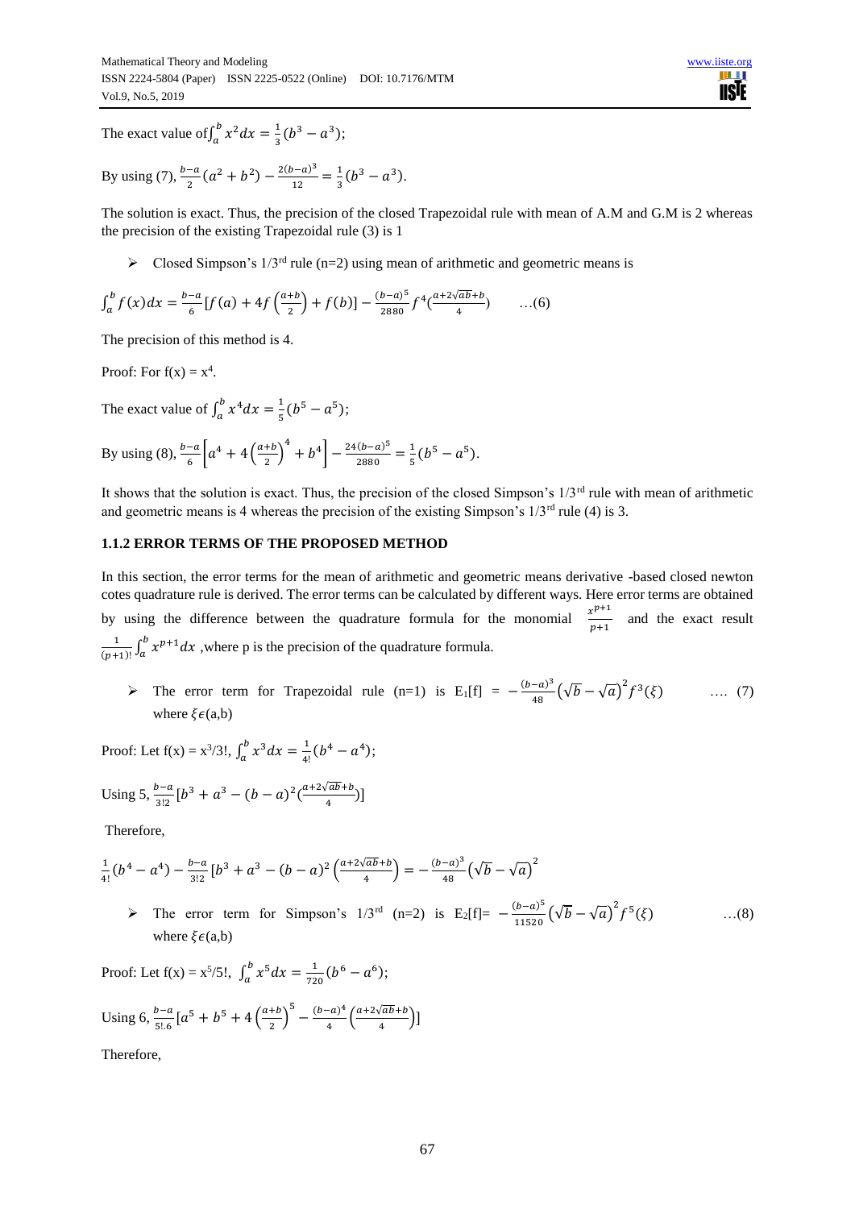The exact value of$\int_a^b x^2 dx = \frac{1}{3}(b^3 - a^3)$;

By using (7), $\frac{b-a}{2}(a^2 + b^2) - \frac{2(b-a)^3}{12} = \frac{1}{3}(b^3 - a^3)$.

The solution is exact. Thus, the precision of the closed Trapezoidal rule with mean of A.M and G.M is 2 whereas the precision of the existing Trapezoidal rule (3) is 1

- Closed Simpson's 1/3rd rule (n=2) using mean of arithmetic and geometric means is

$$\int_a^b f(x)dx = \frac{b-a}{6}\left[f(a) + 4f\left(\frac{a+b}{2}\right) + f(b)\right] - \frac{(b-a)^5}{2880} f^4\left(\frac{a+2\sqrt{ab}+b}{4}\right) \qquad \ldots(6)$$

The precision of this method is 4.

Proof: For $f(x) = x^4$.

The exact value of $\int_a^b x^4 dx = \frac{1}{5}(b^5 - a^5)$;

By using (8), $\frac{b-a}{6}\left[a^4 + 4\left(\frac{a+b}{2}\right)^4 + b^4\right] - \frac{24(b-a)^5}{2880} = \frac{1}{5}(b^5 - a^5)$.

It shows that the solution is exact. Thus, the precision of the closed Simpson's 1/3rd rule with mean of arithmetic and geometric means is 4 whereas the precision of the existing Simpson's 1/3rd rule (4) is 3.

### 1.1.2 ERROR TERMS OF THE PROPOSED METHOD

In this section, the error terms for the mean of arithmetic and geometric means derivative -based closed newton cotes quadrature rule is derived. The error terms can be calculated by different ways. Here error terms are obtained by using the difference between the quadrature formula for the monomial $\frac{x^{p+1}}{p+1}$ and the exact result $\frac{1}{(p+1)!}\int_a^b x^{p+1}dx$ ,where p is the precision of the quadrature formula.

- The error term for Trapezoidal rule (n=1) is $E_1[f] = -\frac{(b-a)^3}{48}\left(\sqrt{b} - \sqrt{a}\right)^2 f^3(\xi)$ …. (7) where $\xi \epsilon (a,b)$

Proof: Let $f(x) = x^3/3!$, $\int_a^b x^3 dx = \frac{1}{4!}(b^4 - a^4)$;

Using 5, $\frac{b-a}{3!2}\left[b^3 + a^3 - (b-a)^2\left(\frac{a+2\sqrt{ab}+b}{4}\right)\right]$

Therefore,

$$\frac{1}{4!}(b^4 - a^4) - \frac{b-a}{3!2}\left[b^3 + a^3 - (b-a)^2\left(\frac{a+2\sqrt{ab}+b}{4}\right)\right] = -\frac{(b-a)^3}{48}\left(\sqrt{b} - \sqrt{a}\right)^2$$

- The error term for Simpson's 1/3rd (n=2) is $E_2[f] = -\frac{(b-a)^5}{11520}\left(\sqrt{b} - \sqrt{a}\right)^2 f^5(\xi)$ …(8) where $\xi \epsilon (a,b)$

Proof: Let $f(x) = x^5/5!$, $\int_a^b x^5 dx = \frac{1}{720}(b^6 - a^6)$;

Using 6, $\frac{b-a}{5!.6}\left[a^5 + b^5 + 4\left(\frac{a+b}{2}\right)^5 - \frac{(b-a)^4}{4}\left(\frac{a+2\sqrt{ab}+b}{4}\right)\right]$

Therefore,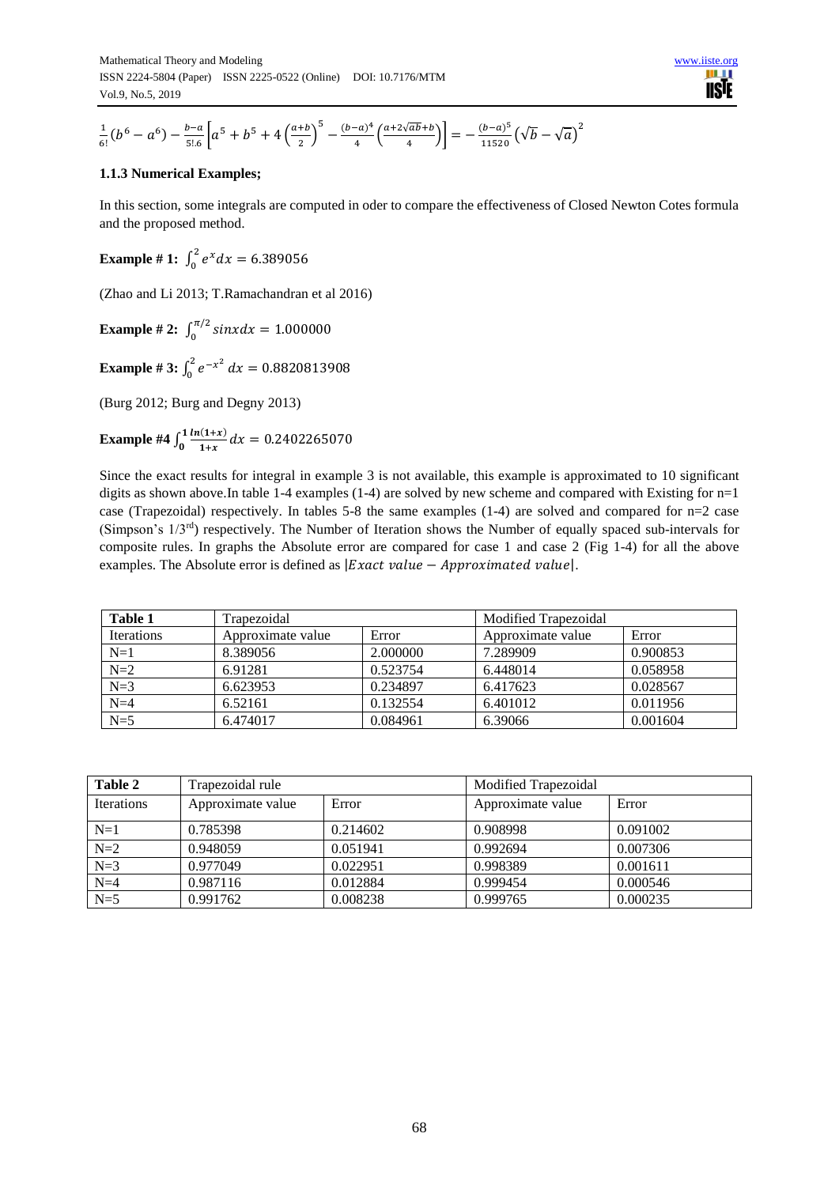$$\frac{1}{6!}\left(b^6 - a^6\right) - \frac{b-a}{5!.6}\left[a^5 + b^5 + 4\left(\frac{a+b}{2}\right)^5 - \frac{(b-a)^4}{4}\left(\frac{a+2\sqrt{ab}+b}{4}\right)\right] = -\frac{(b-a)^5}{11520}\left(\sqrt{b}-\sqrt{a}\right)^2$$

### 1.1.3 Numerical Examples;

In this section, some integrals are computed in oder to compare the effectiveness of Closed Newton Cotes formula and the proposed method.

**Example # 1:** $\int_0^2 e^x dx = 6.389056$

(Zhao and Li 2013; T.Ramachandran et al 2016)

**Example # 2:** $\int_0^{\pi/2} sinx dx = 1.000000$

**Example # 3:** $\int_0^2 e^{-x^2} dx = 0.8820813908$

(Burg 2012; Burg and Degny 2013)

**Example #4** $\int_0^1 \frac{ln(1+x)}{1+x} dx = 0.2402265070$

Since the exact results for integral in example 3 is not available, this example is approximated to 10 significant digits as shown above.In table 1-4 examples (1-4) are solved by new scheme and compared with Existing for n=1 case (Trapezoidal) respectively. In tables 5-8 the same examples (1-4) are solved and compared for n=2 case (Simpson's 1/3[rd]) respectively. The Number of Iteration shows the Number of equally spaced sub-intervals for composite rules. In graphs the Absolute error are compared for case 1 and case 2 (Fig 1-4) for all the above examples. The Absolute error is defined as $|Exact\ value - Approximated\ value|$.

| **Table 1** | Trapezoidal | | Modified Trapezoidal | |
|---|---|---|---|---|
| Iterations | Approximate value | Error | Approximate value | Error |
| N=1 | 8.389056 | 2.000000 | 7.289909 | 0.900853 |
| N=2 | 6.91281 | 0.523754 | 6.448014 | 0.058958 |
| N=3 | 6.623953 | 0.234897 | 6.417623 | 0.028567 |
| N=4 | 6.52161 | 0.132554 | 6.401012 | 0.011956 |
| N=5 | 6.474017 | 0.084961 | 6.39066 | 0.001604 |

| **Table 2** | Trapezoidal rule | | Modified Trapezoidal | |
|---|---|---|---|---|
| Iterations | Approximate value | Error | Approximate value | Error |
| N=1 | 0.785398 | 0.214602 | 0.908998 | 0.091002 |
| N=2 | 0.948059 | 0.051941 | 0.992694 | 0.007306 |
| N=3 | 0.977049 | 0.022951 | 0.998389 | 0.001611 |
| N=4 | 0.987116 | 0.012884 | 0.999454 | 0.000546 |
| N=5 | 0.991762 | 0.008238 | 0.999765 | 0.000235 |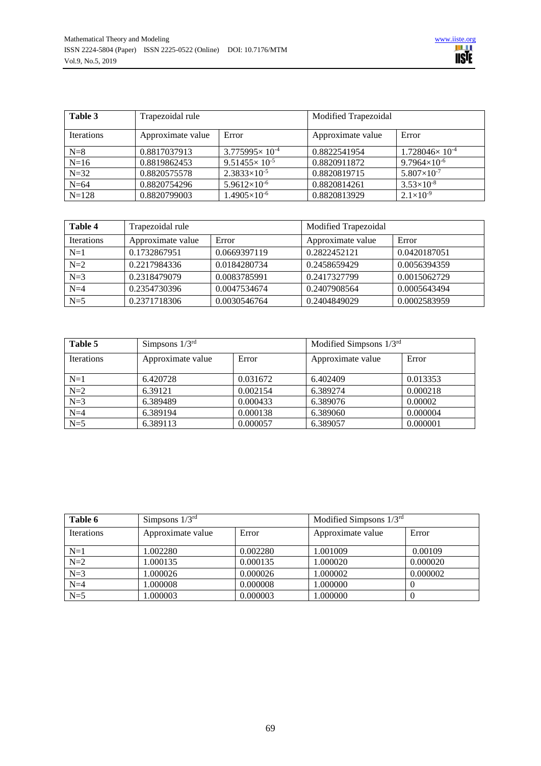| Table 3 | Trapezoidal rule | | Modified Trapezoidal | |
|---|---|---|---|---|
| Iterations | Approximate value | Error | Approximate value | Error |
| N=8 | 0.8817037913 | $3.775995\times 10^{-4}$ | 0.8822541954 | $1.728046\times 10^{-4}$ |
| N=16 | 0.8819862453 | $9.51455\times 10^{-5}$ | 0.8820911872 | $9.7964\times10^{-6}$ |
| N=32 | 0.8820575578 | $2.3833\times10^{-5}$ | 0.8820819715 | $5.807\times10^{-7}$ |
| N=64 | 0.8820754296 | $5.9612\times10^{-6}$ | 0.8820814261 | $3.53\times10^{-8}$ |
| N=128 | 0.8820799003 | $1.4905\times10^{-6}$ | 0.8820813929 | $2.1\times10^{-9}$ |

| Table 4 | Trapezoidal rule | | Modified Trapezoidal | |
|---|---|---|---|---|
| Iterations | Approximate value | Error | Approximate value | Error |
| N=1 | 0.1732867951 | 0.0669397119 | 0.2822452121 | 0.0420187051 |
| N=2 | 0.2217984336 | 0.0184280734 | 0.2458659429 | 0.0056394359 |
| N=3 | 0.2318479079 | 0.0083785991 | 0.2417327799 | 0.0015062729 |
| N=4 | 0.2354730396 | 0.0047534674 | 0.2407908564 | 0.0005643494 |
| N=5 | 0.2371718306 | 0.0030546764 | 0.2404849029 | 0.0002583959 |

| Table 5 | Simpsons 1/3rd | | Modified Simpsons 1/3rd | |
|---|---|---|---|---|
| Iterations | Approximate value | Error | Approximate value | Error |
| N=1 | 6.420728 | 0.031672 | 6.402409 | 0.013353 |
| N=2 | 6.39121 | 0.002154 | 6.389274 | 0.000218 |
| N=3 | 6.389489 | 0.000433 | 6.389076 | 0.00002 |
| N=4 | 6.389194 | 0.000138 | 6.389060 | 0.000004 |
| N=5 | 6.389113 | 0.000057 | 6.389057 | 0.000001 |

| Table 6 | Simpsons 1/3rd | | Modified Simpsons 1/3rd | |
|---|---|---|---|---|
| Iterations | Approximate value | Error | Approximate value | Error |
| N=1 | 1.002280 | 0.002280 | 1.001009 | 0.00109 |
| N=2 | 1.000135 | 0.000135 | 1.000020 | 0.000020 |
| N=3 | 1.000026 | 0.000026 | 1.000002 | 0.000002 |
| N=4 | 1.000008 | 0.000008 | 1.000000 | 0 |
| N=5 | 1.000003 | 0.000003 | 1.000000 | 0 |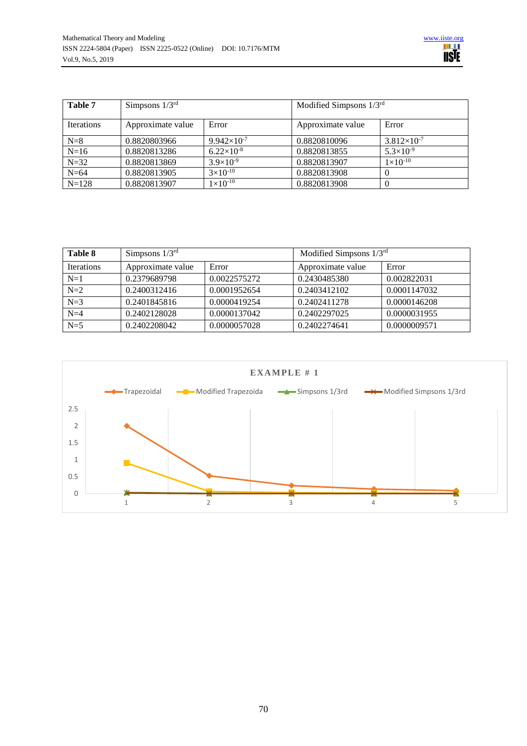| Table 7 | Simpsons 1/3$^{rd}$ | | Modified Simpsons 1/3$^{rd}$ | |
|---|---|---|---|---|
| Iterations | Approximate value | Error | Approximate value | Error |
| N=8 | 0.8820803966 | $9.942\times10^{-7}$ | 0.8820810096 | $3.812\times10^{-7}$ |
| N=16 | 0.8820813286 | $6.22\times10^{-8}$ | 0.8820813855 | $5.3\times10^{-9}$ |
| N=32 | 0.8820813869 | $3.9\times10^{-9}$ | 0.8820813907 | $1\times10^{-10}$ |
| N=64 | 0.8820813905 | $3\times10^{-10}$ | 0.8820813908 | 0 |
| N=128 | 0.8820813907 | $1\times10^{-10}$ | 0.8820813908 | 0 |

| Table 8 | Simpsons 1/3$^{rd}$ | | Modified Simpsons 1/3$^{rd}$ | |
|---|---|---|---|---|
| Iterations | Approximate value | Error | Approximate value | Error |
| N=1 | 0.2379689798 | 0.0022575272 | 0.2430485380 | 0.002822031 |
| N=2 | 0.2400312416 | 0.0001952654 | 0.2403412102 | 0.0001147032 |
| N=3 | 0.2401845816 | 0.0000419254 | 0.2402411278 | 0.0000146208 |
| N=4 | 0.2402128028 | 0.0000137042 | 0.2402297025 | 0.0000031955 |
| N=5 | 0.2402208042 | 0.0000057028 | 0.2402274641 | 0.0000009571 |

**EXAMPLE # 1**

Legend: Trapezoidal, Modified Trapezoida, Simpsons 1/3rd, Modified Simpsons 1/3rd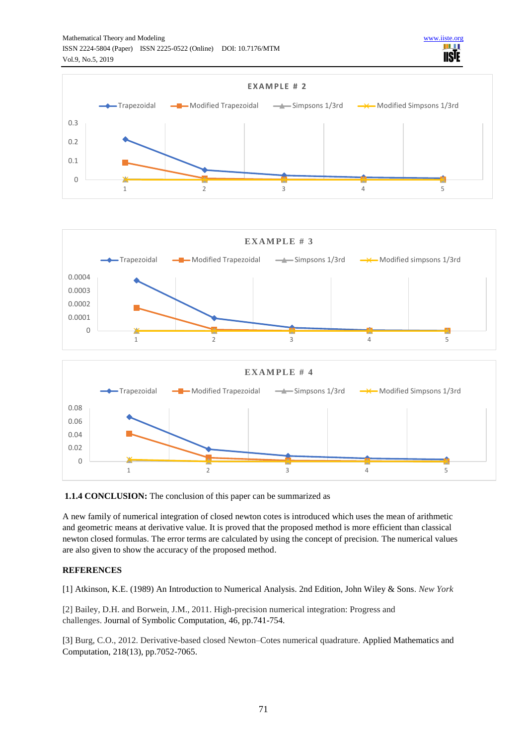**1.1.4 CONCLUSION:** The conclusion of this paper can be summarized as

A new family of numerical integration of closed newton cotes is introduced which uses the mean of arithmetic and geometric means at derivative value. It is proved that the proposed method is more efficient than classical newton closed formulas. The error terms are calculated by using the concept of precision. The numerical values are also given to show the accuracy of the proposed method.

**REFERENCES**

[1] Atkinson, K.E. (1989) An Introduction to Numerical Analysis. 2nd Edition, John Wiley & Sons. *New York*

[2] Bailey, D.H. and Borwein, J.M., 2011. High-precision numerical integration: Progress and challenges. Journal of Symbolic Computation, 46, pp.741-754.

[3] Burg, C.O., 2012. Derivative-based closed Newton–Cotes numerical quadrature. Applied Mathematics and Computation, 218(13), pp.7052-7065.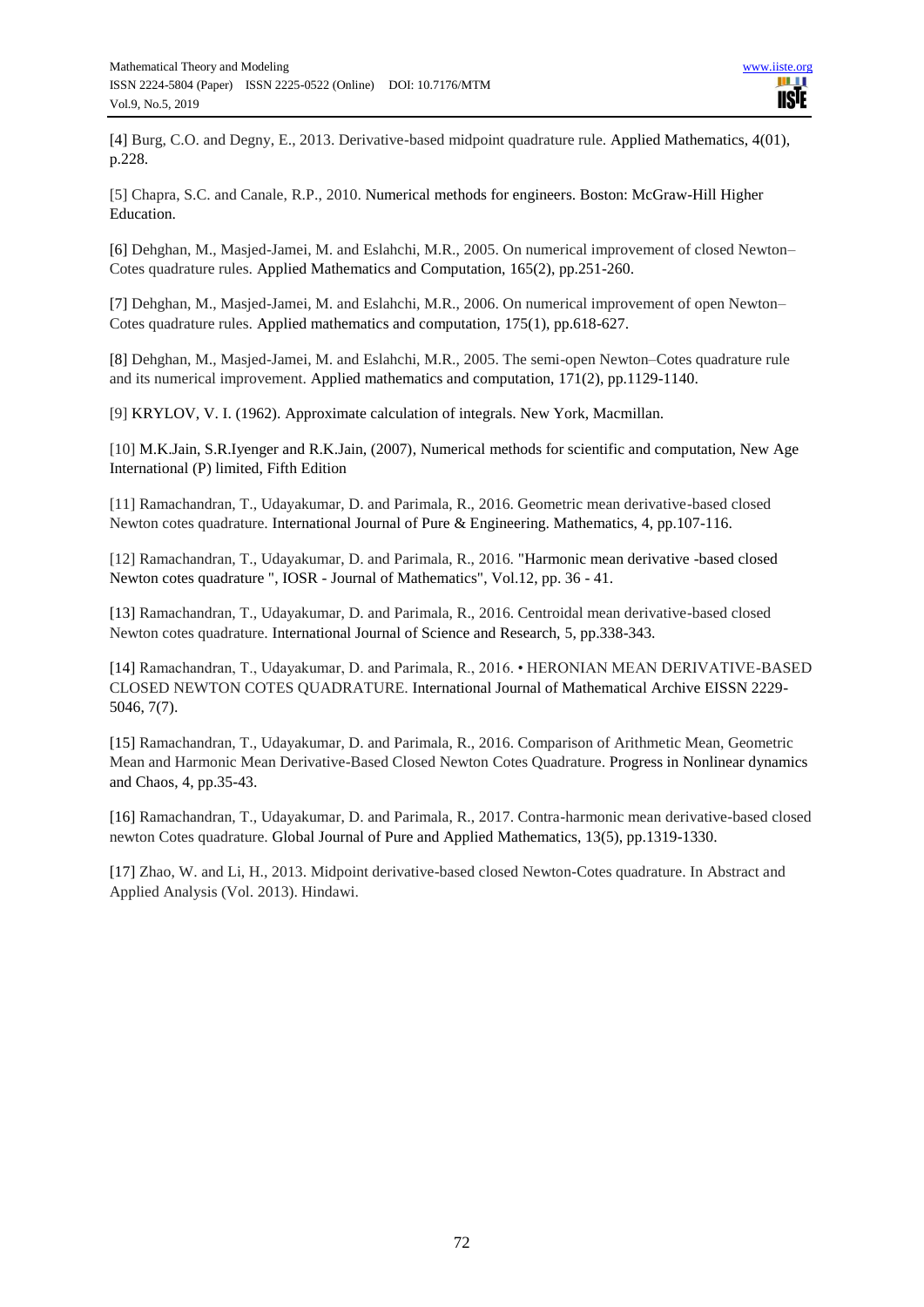[4] Burg, C.O. and Degny, E., 2013. Derivative-based midpoint quadrature rule. Applied Mathematics, 4(01), p.228.

[5] Chapra, S.C. and Canale, R.P., 2010. Numerical methods for engineers. Boston: McGraw-Hill Higher Education.

[6] Dehghan, M., Masjed-Jamei, M. and Eslahchi, M.R., 2005. On numerical improvement of closed Newton–Cotes quadrature rules. Applied Mathematics and Computation, 165(2), pp.251-260.

[7] Dehghan, M., Masjed-Jamei, M. and Eslahchi, M.R., 2006. On numerical improvement of open Newton–Cotes quadrature rules. Applied mathematics and computation, 175(1), pp.618-627.

[8] Dehghan, M., Masjed-Jamei, M. and Eslahchi, M.R., 2005. The semi-open Newton–Cotes quadrature rule and its numerical improvement. Applied mathematics and computation, 171(2), pp.1129-1140.

[9] KRYLOV, V. I. (1962). Approximate calculation of integrals. New York, Macmillan.

[10] M.K.Jain, S.R.Iyenger and R.K.Jain, (2007), Numerical methods for scientific and computation, New Age International (P) limited, Fifth Edition

[11] Ramachandran, T., Udayakumar, D. and Parimala, R., 2016. Geometric mean derivative-based closed Newton cotes quadrature. International Journal of Pure & Engineering. Mathematics, 4, pp.107-116.

[12] Ramachandran, T., Udayakumar, D. and Parimala, R., 2016. "Harmonic mean derivative -based closed Newton cotes quadrature ", IOSR - Journal of Mathematics", Vol.12, pp. 36 - 41.

[13] Ramachandran, T., Udayakumar, D. and Parimala, R., 2016. Centroidal mean derivative-based closed Newton cotes quadrature. International Journal of Science and Research, 5, pp.338-343.

[14] Ramachandran, T., Udayakumar, D. and Parimala, R., 2016. • HERONIAN MEAN DERIVATIVE-BASED CLOSED NEWTON COTES QUADRATURE. International Journal of Mathematical Archive EISSN 2229-5046, 7(7).

[15] Ramachandran, T., Udayakumar, D. and Parimala, R., 2016. Comparison of Arithmetic Mean, Geometric Mean and Harmonic Mean Derivative-Based Closed Newton Cotes Quadrature. Progress in Nonlinear dynamics and Chaos, 4, pp.35-43.

[16] Ramachandran, T., Udayakumar, D. and Parimala, R., 2017. Contra-harmonic mean derivative-based closed newton Cotes quadrature. Global Journal of Pure and Applied Mathematics, 13(5), pp.1319-1330.

[17] Zhao, W. and Li, H., 2013. Midpoint derivative-based closed Newton-Cotes quadrature. In Abstract and Applied Analysis (Vol. 2013). Hindawi.